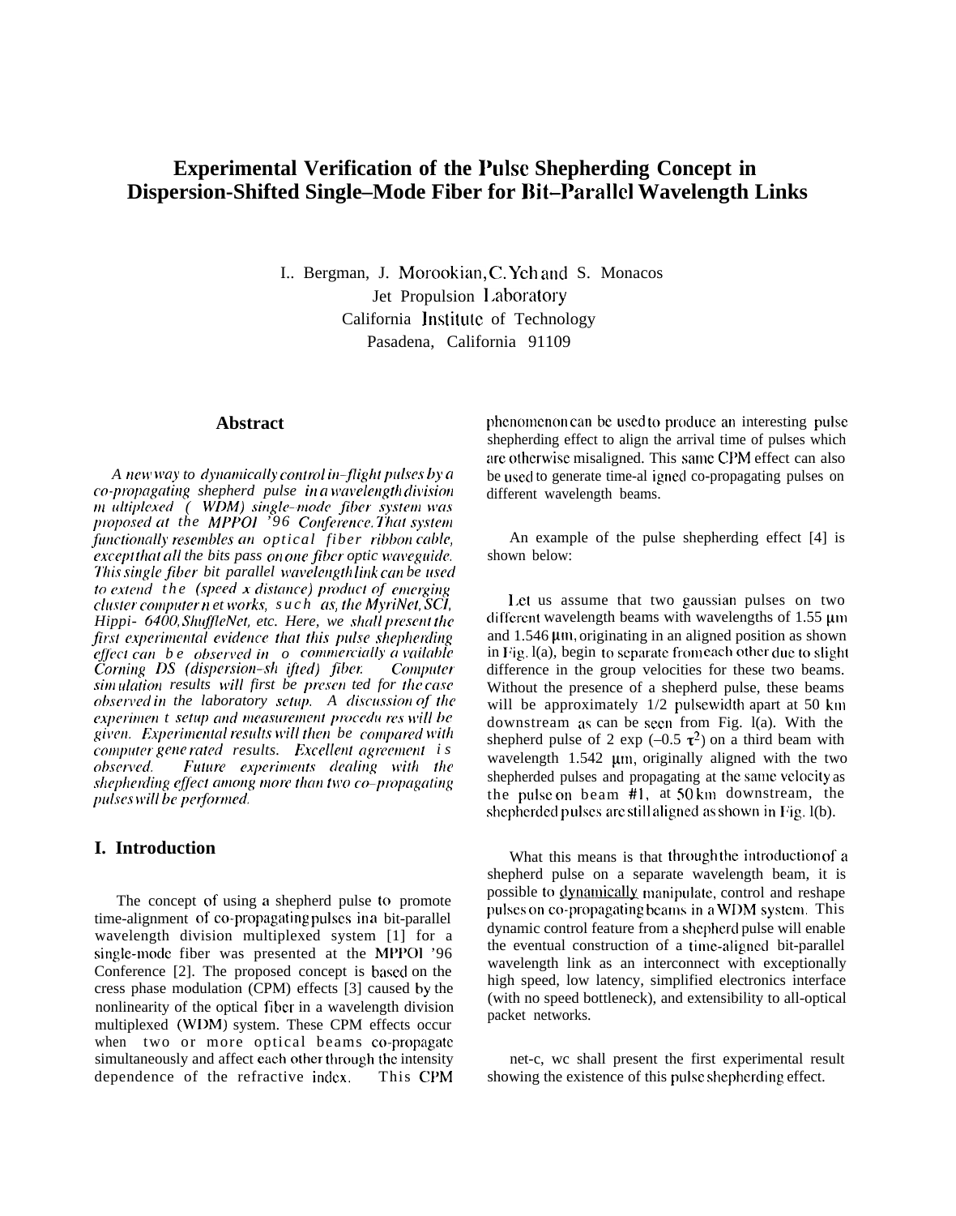# Experimental Verification of the Pulse Shepherding Concept in Dispersion-Shifted Single–Mode Fiber for Bit–Parallel Wavelength Links

I.. Bergman, J. Morookian, C. Yeh and S. Monacos
Jet Propulsion Laboratory
California Institute of Technology
Pasadena, California 91109

## Abstract

*A new way to dynamically control in–flight pulses by a co-propagating shepherd pulse in a wavelength division m ultiplexed ( WDM) single–mode fiber system was proposed at the MPPOI '96 Conference. That system functionally resembles an optical fiber ribbon cable, except that all the bits pass on one fiber optic waveguide. This single fiber bit parallel wavelength link can be used to extend the (speed x distance) product of emerging cluster computer n et works, such as, the MyriNet, SCI, Hippi- 6400, ShuffleNet, etc. Here, we shall present the first experimental evidence that this pulse shepherding effect can be observed in o commercially a vailable Corning DS (dispersion–sh ifted) fiber. Computer sim ulation results will first be presen ted for the case observed in the laboratory setup. A discussion of the experimen t setup and measurement procedu res will be given. Experimental results will then be compared with computer gene rated results. Excellent agreement is observed. Future experiments dealing with the shepherding effect among more than two co–propagating pulses will be performed.*

## I. Introduction

The concept of using a shepherd pulse to promote time-alignment of co-propagating pulses in a bit-parallel wavelength division multiplexed system [1] for a single-mode fiber was presented at the MPPOI '96 Conference [2]. The proposed concept is based on the cress phase modulation (CPM) effects [3] caused by the nonlinearity of the optical fiber in a wavelength division multiplexed (WDM) system. These CPM effects occur when two or more optical beams co-propagate simultaneously and affect each other through the intensity dependence of the refractive index. This CPM phenomenon can be used to produce an interesting pulse shepherding effect to align the arrival time of pulses which are otherwise misaligned. This same CPM effect can also be used to generate time-al igned co-propagating pulses on different wavelength beams.

An example of the pulse shepherding effect [4] is shown below:

Let us assume that two gaussian pulses on two different wavelength beams with wavelengths of 1.55 μm and 1.546 μm, originating in an aligned position as shown in Fig. l(a), begin to separate from each other due to slight difference in the group velocities for these two beams. Without the presence of a shepherd pulse, these beams will be approximately 1/2 pulsewidth apart at 50 km downstream as can be seen from Fig. l(a). With the shepherd pulse of 2 exp $(-0.5\ \tau^2)$ on a third beam with wavelength 1.542 μm, originally aligned with the two shepherded pulses and propagating at the same velocity as the pulse on beam #1, at 50 km downstream, the shepherded pulses are still aligned as shown in Fig. l(b).

What this means is that through the introduction of a shepherd pulse on a separate wavelength beam, it is possible to dynamically manipulate, control and reshape pulses on co-propagating beams in a WDM system. This dynamic control feature from a shepherd pulse will enable the eventual construction of a time-aligned bit-parallel wavelength link as an interconnect with exceptionally high speed, low latency, simplified electronics interface (with no speed bottleneck), and extensibility to all-optical packet networks.

net-c, wc shall present the first experimental result showing the existence of this pulse shepherding effect.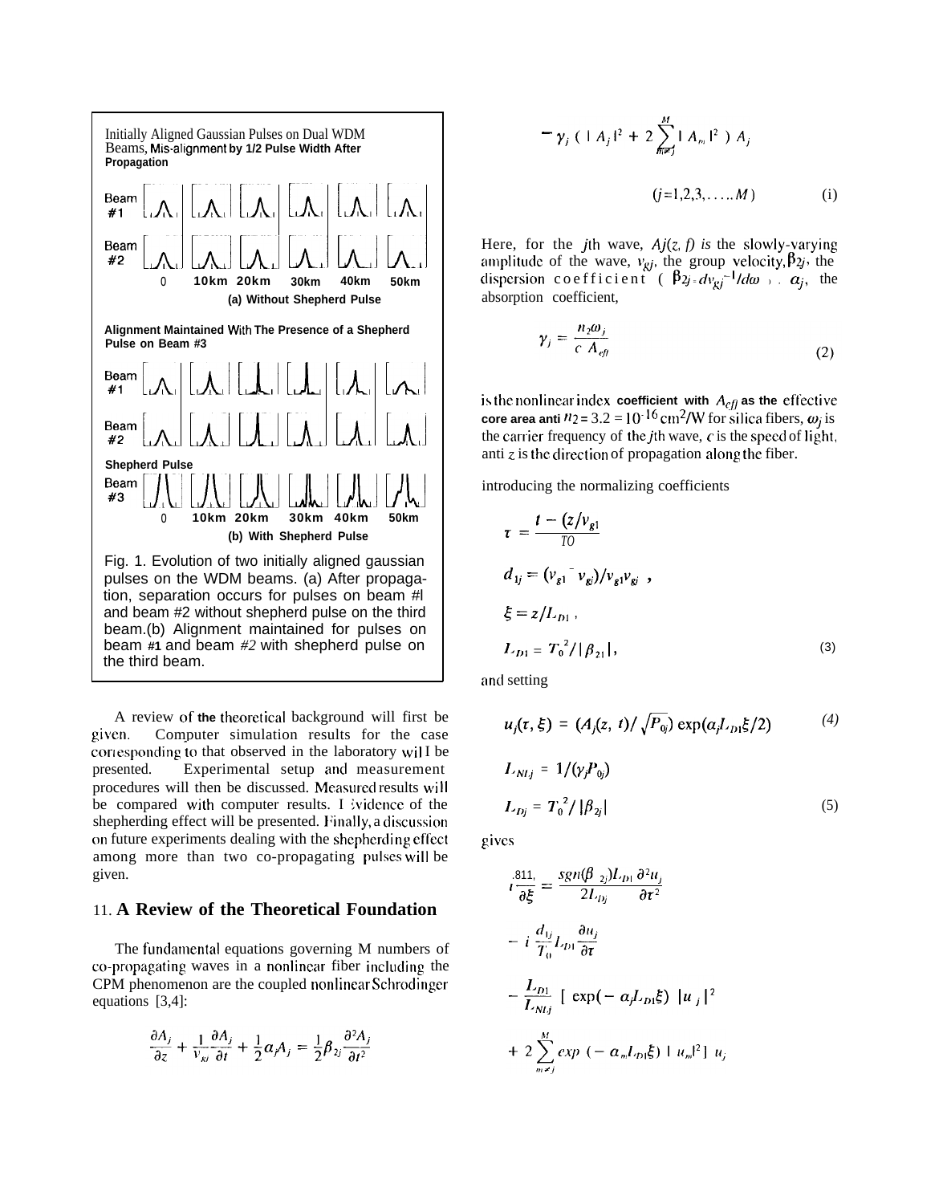Initially Aligned Gaussian Pulses on Dual WDM Beams, Mis-alignment by 1/2 Pulse Width After Propagation

Beam #1

Beam #2

0 10km 20km 30km 40km 50km

(a) Without Shepherd Pulse

Alignment Maintained With The Presence of a Shepherd Pulse on Beam #3

Beam #1

Beam #2

Shepherd Pulse

Beam #3

0 10km 20km 30km 40km 50km

(b) With Shepherd Pulse

Fig. 1. Evolution of two initially aligned gaussian pulses on the WDM beams. (a) After propagation, separation occurs for pulses on beam #l and beam #2 without shepherd pulse on the third beam.(b) Alignment maintained for pulses on beam #1 and beam #2 with shepherd pulse on the third beam.

A review of the theoretical background will first be given. Computer simulation results for the case corresponding to that observed in the laboratory will be presented. Experimental setup and measurement procedures will then be discussed. Measured results will be compared with computer results. Evidence of the shepherding effect will be presented. Finally, a discussion on future experiments dealing with the shepherding effect among more than two co-propagating pulses will be given.

## II. A Review of the Theoretical Foundation

The fundamental equations governing M numbers of co-propagating waves in a nonlinear fiber including the CPM phenomenon are the coupled nonlinear Schrodinger equations [3,4]:

$$\frac{\partial A_j}{\partial z} + \frac{1}{v_{gj}}\frac{\partial A_j}{\partial t} + \frac{1}{2}\alpha_j A_j = \frac{1}{2}\beta_{2j}\frac{\partial^2 A_j}{\partial t^2}$$

$$- \gamma_j \left( |A_j|^2 + 2\sum_{m\neq j}^{M} |A_m|^2 \right) A_j$$

$$(j = 1,2,3,\ldots..M) \qquad \text{(i)}$$

Here, for the $j$th wave, $A_j(z, t)$ is the slowly-varying amplitude of the wave, $v_{gj}$, the group velocity, $\beta_{2j}$, the dispersion coefficient ( $\beta_{2j} = dv_{gj}^{-1}/d\omega$ ), $\alpha_j$, the absorption coefficient,

$$\gamma_j = \frac{n_2\omega_j}{c\ A_{eff}} \qquad (2)$$

is the nonlinear index coefficient with $A_{eff}$ as the effective core area and $n_2 = 3.2 \times 10^{-16}$ cm$^2$/W for silica fibers, $\omega_j$ is the carrier frequency of the $j$th wave, $c$ is the speed of light, and $z$ is the direction of propagation along the fiber.

introducing the normalizing coefficients

$$\tau = \frac{t - (z/v_{g1})}{T0}$$

$$d_{1j} = (v_{g1} - v_{gj})/v_{g1}v_{gj}\ ,$$

$$\xi = z/L_{D1}\ ,$$

$$L_{D1} = T_0^{\,2}/|\beta_{21}|, \qquad (3)$$

and setting

$$u_j(\tau, \xi) = (A_j(z, t)/\sqrt{P_{0j}})\exp(\alpha_j L_{D1}\xi/2) \qquad (4)$$

$$L_{NLj} = 1/(\gamma_j P_{0j})$$

$$L_{Dj} = T_0^{\,2}/|\beta_{2j}| \qquad (5)$$

gives

$$i\frac{\partial u_j}{\partial \xi} = \frac{sgn(\beta_{2j})L_{D1}}{2L_{Dj}}\frac{\partial^2 u_j}{\partial \tau^2}$$

$$- i\,\frac{d_{1j}}{T_0}L_{D1}\frac{\partial u_j}{\partial \tau}$$

$$- \frac{L_{D1}}{L_{NLj}}\ [\ \exp(-\alpha_j L_{D1}\xi)\ |u_j|^2$$

$$+ 2\sum_{m\neq j}^{M} exp\ (-\alpha_m L_{D1}\xi)\ |u_m|^2]\ u_j$$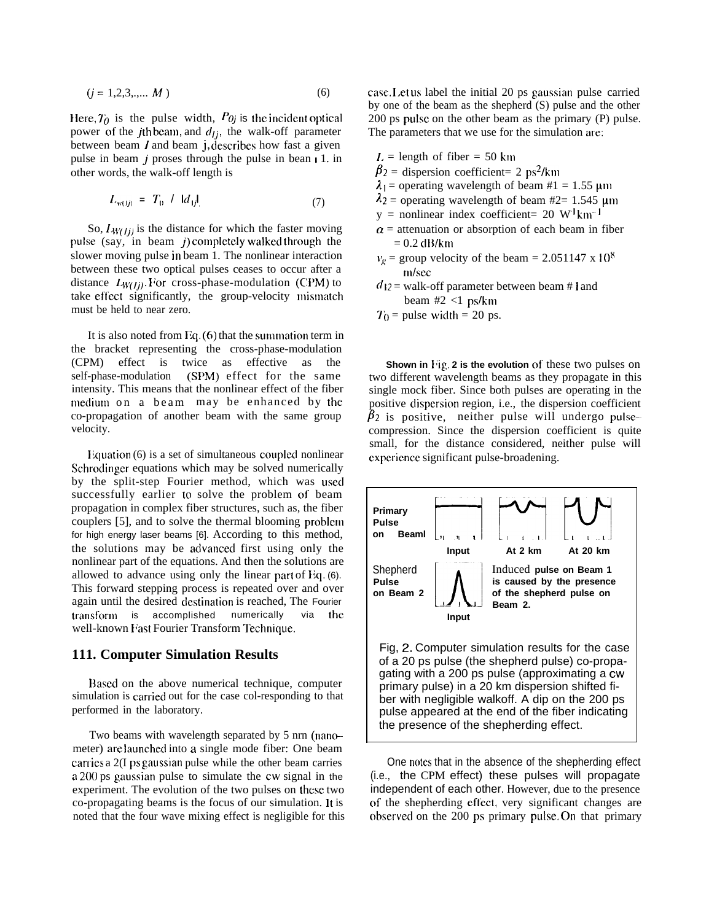$(j = 1,2,3,.,... M)$ (6)

Here, $T_0$ is the pulse width, $P_{0j}$ is the incident optical power of the $j$th beam, and $d_{1j}$, the walk-off parameter between beam $1$ and beam $j$, describes how fast a given pulse in beam $j$ proses through the pulse in bean 1. in other words, the walk-off length is

$$L_{W(1j)} = T_0 \ / \ |d_{1j}| \tag{7}$$

So, $L_{W(1j)}$ is the distance for which the faster moving pulse (say, in beam $j$) completely walked through the slower moving pulse in beam 1. The nonlinear interaction between these two optical pulses ceases to occur after a distance $L_{W(1j)}$. For cross-phase-modulation (CPM) to take effect significantly, the group-velocity mismatch must be held to near zero.

It is also noted from Eq. (6) that the summation term in the bracket representing the cross-phase-modulation (CPM) effect is twice as effective as the self-phase-modulation (SPM) effect for the same intensity. This means that the nonlinear effect of the fiber medium on a beam may be enhanced by the co-propagation of another beam with the same group velocity.

Equation (6) is a set of simultaneous coupled nonlinear Schrodinger equations which may be solved numerically by the split-step Fourier method, which was used successfully earlier to solve the problem of beam propagation in complex fiber structures, such as, the fiber couplers [5], and to solve the thermal blooming problem for high energy laser beams [6]. According to this method, the solutions may be advanced first using only the nonlinear part of the equations. And then the solutions are allowed to advance using only the linear part of Eq. (6). This forward stepping process is repeated over and over again until the desired destination is reached, The Fourier transform is accomplished numerically via the well-known Fast Fourier Transform Technique.

## 111. Computer Simulation Results

Based on the above numerical technique, computer simulation is carried out for the case col-responding to that performed in the laboratory.

Two beams with wavelength separated by 5 nrn (nano-meter) are launched into a single mode fiber: One beam carries a 2(I ps gaussian pulse while the other beam carries a 200 ps gaussian pulse to simulate the cw signal in the experiment. The evolution of the two pulses on these two co-propagating beams is the focus of our simulation. It is noted that the four wave mixing effect is negligible for this case. Let us label the initial 20 ps gaussian pulse carried by one of the beam as the shepherd (S) pulse and the other 200 ps pulse on the other beam as the primary (P) pulse. The parameters that we use for the simulation are:

- $L$ = length of fiber = 50 km
- $\beta_2$ = dispersion coefficient= 2 ps$^2$/km
- $\lambda_1$ = operating wavelength of beam #1 = 1.55 μm
- $\lambda_2$ = operating wavelength of beam #2= 1.545 μm
- $\gamma$ = nonlinear index coefficient= 20 W$^{-1}$km$^{-1}$
- $\alpha$ = attenuation or absorption of each beam in fiber = 0.2 dB/km
- $v_g$ = group velocity of the beam = 2.051147 x $10^8$ m/sec
- $d_{12}$ = walk-off parameter between beam # 1 and beam #2 <1 ps/km
- $T_0$ = pulse width = 20 ps.

**Shown in** Fig. **2 is the evolution** of these two pulses on two different wavelength beams as they propagate in this single mock fiber. Since both pulses are operating in the positive dispersion region, i.e., the dispersion coefficient $\beta_2$ is positive, neither pulse will undergo pulse-compression. Since the dispersion coefficient is quite small, for the distance considered, neither pulse will experience significant pulse-broadening.

**Primary Pulse on Beaml** — **Input** — **At 2 km** — **At 20 km**

Shepherd **Pulse on Beam 2** — **Input**

Induced **pulse on Beam 1 is caused by the presence of the shepherd pulse on Beam 2.**

Fig, 2. Computer simulation results for the case of a 20 ps pulse (the shepherd pulse) co-propagating with a 200 ps pulse (approximating a cw primary pulse) in a 20 km dispersion shifted fiber with negligible walkoff. A dip on the 200 ps pulse appeared at the end of the fiber indicating the presence of the shepherding effect.

One notes that in the absence of the shepherding effect (i.e., the CPM effect) these pulses will propagate independent of each other. However, due to the presence of the shepherding effect, very significant changes are observed on the 200 ps primary pulse. On that primary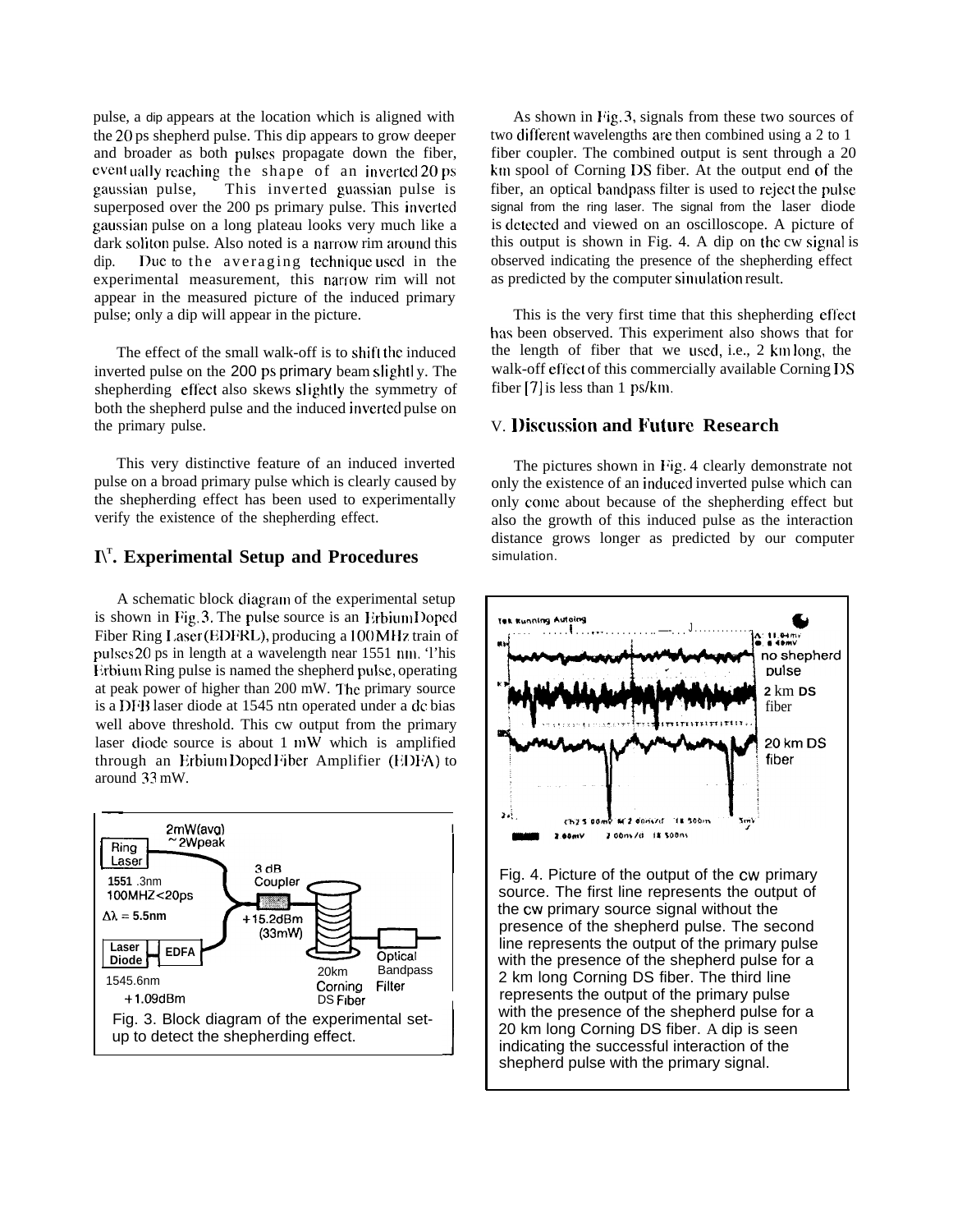pulse, a dip appears at the location which is aligned with the 20 ps shepherd pulse. This dip appears to grow deeper and broader as both pulses propagate down the fiber, eventually reaching the shape of an inverted 20 ps gaussian pulse, This inverted guassian pulse is superposed over the 200 ps primary pulse. This inverted gaussian pulse on a long plateau looks very much like a dark soliton pulse. Also noted is a narrow rim around this dip. Due to the averaging technique used in the experimental measurement, this narrow rim will not appear in the measured picture of the induced primary pulse; only a dip will appear in the picture.

The effect of the small walk-off is to shift the induced inverted pulse on the 200 ps primary beam slightly. The shepherding effect also skews slightly the symmetry of both the shepherd pulse and the induced inverted pulse on the primary pulse.

This very distinctive feature of an induced inverted pulse on a broad primary pulse which is clearly caused by the shepherding effect has been used to experimentally verify the existence of the shepherding effect.

## IV. Experimental Setup and Procedures

A schematic block diagram of the experimental setup is shown in Fig. 3. The pulse source is an Erbium Doped Fiber Ring Laser (EDFRL), producing a 100 MHz train of pulses 20 ps in length at a wavelength near 1551 nm. This Erbium Ring pulse is named the shepherd pulse, operating at peak power of higher than 200 mW. The primary source is a DFB laser diode at 1545 nm operated under a dc bias well above threshold. This cw output from the primary laser diode source is about 1 mW which is amplified through an Erbium Doped Fiber Amplifier (EDFA) to around 33 mW.

Fig. 3. Block diagram of the experimental set-up to detect the shepherding effect.

As shown in Fig. 3, signals from these two sources of two different wavelengths are then combined using a 2 to 1 fiber coupler. The combined output is sent through a 20 km spool of Corning DS fiber. At the output end of the fiber, an optical bandpass filter is used to reject the pulse signal from the ring laser. The signal from the laser diode is detected and viewed on an oscilloscope. A picture of this output is shown in Fig. 4. A dip on the cw signal is observed indicating the presence of the shepherding effect as predicted by the computer simulation result.

This is the very first time that this shepherding effect has been observed. This experiment also shows that for the length of fiber that we used, i.e., 2 km long, the walk-off effect of this commercially available Corning DS fiber [7] is less than 1 ps/km.

## V. Discussion and Future Research

The pictures shown in Fig. 4 clearly demonstrate not only the existence of an induced inverted pulse which can only come about because of the shepherding effect but also the growth of this induced pulse as the interaction distance grows longer as predicted by our computer simulation.

Fig. 4. Picture of the output of the cw primary source. The first line represents the output of the cw primary source signal without the presence of the shepherd pulse. The second line represents the output of the primary pulse with the presence of the shepherd pulse for a 2 km long Corning DS fiber. The third line represents the output of the primary pulse with the presence of the shepherd pulse for a 20 km long Corning DS fiber. A dip is seen indicating the successful interaction of the shepherd pulse with the primary signal.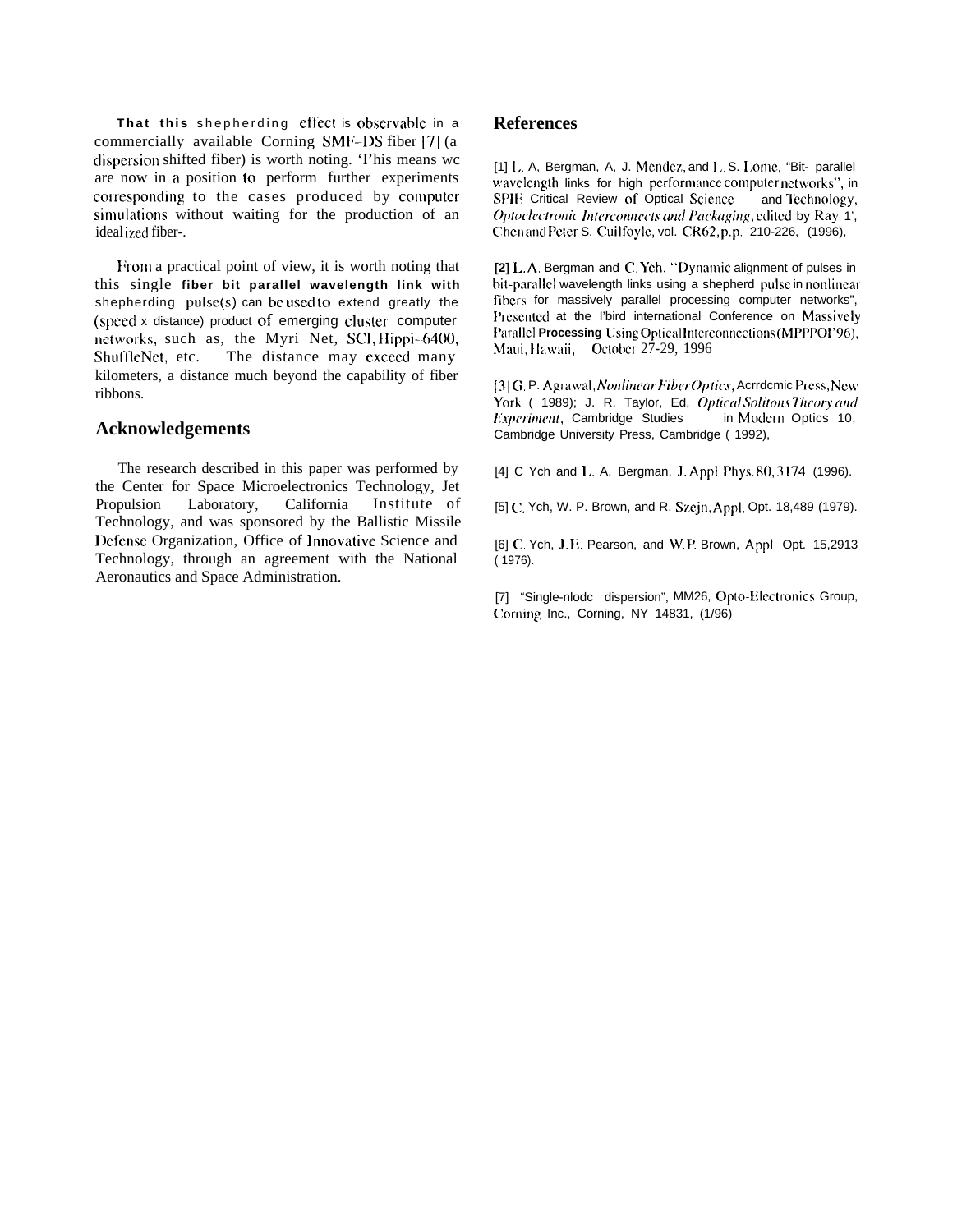That this shepherding effect is observable in a commercially available Corning SMF-DS fiber [7] (a dispersion shifted fiber) is worth noting. 'I'his means wc are now in a position to perform further experiments corresponding to the cases produced by computer simulations without waiting for the production of an idealized fiber-.

From a practical point of view, it is worth noting that this single **fiber bit parallel wavelength link with** shepherding pulse(s) can be used to extend greatly the (speed x distance) product of emerging cluster computer networks, such as, the Myri Net, SCI, Hippi-6400, ShuffleNet, etc. The distance may exceed many kilometers, a distance much beyond the capability of fiber ribbons.

## Acknowledgements

The research described in this paper was performed by the Center for Space Microelectronics Technology, Jet Propulsion Laboratory, California Institute of Technology, and was sponsored by the Ballistic Missile Defense Organization, Office of Innovative Science and Technology, through an agreement with the National Aeronautics and Space Administration.

## References

[1] L. A, Bergman, A, J. Mendez, and L. S. Lome, "Bit- parallel wavelength links for high performance computer networks", in SPIE Critical Review of Optical Science and Technology, *Optoelectronic Interconnects and Packaging*, edited by Ray 1'. Chen and Peter S. Cuilfoyle, vol. CR62, p.p. 210-226, (1996),

**[2]** L. A. Bergman and C. Yeh, "Dynamic alignment of pulses in bit-parallel wavelength links using a shepherd pulse in nonlinear fibers for massively parallel processing computer networks", Presented at the I'bird international Conference on Massively Parallel **Processing** Using Optical Interconnections (MPPOI'96), Maui, Hawaii, October 27-29, 1996

[3] G. P. Agrawal, *Nonlinear Fiber Optics*, Acrrdcmic Press, New York ( 1989); J. R. Taylor, Ed, *Optical Solitons Theory and Experiment*, Cambridge Studies in Modern Optics 10, Cambridge University Press, Cambridge ( 1992),

[4] C Ych and L. A. Bergman, J. Appl. Phys. 80, 3174 (1996).

[5] C. Ych, W. P. Brown, and R. Szejn, Appl. Opt. 18,489 (1979).

[6] C. Ych, J. E. Pearson, and W.P. Brown, Appl. Opt. 15,2913 ( 1976).

[7] "Single-nlodc dispersion", MM26, Opto-Electronics Group, Corning Inc., Corning, NY 14831, (1/96)